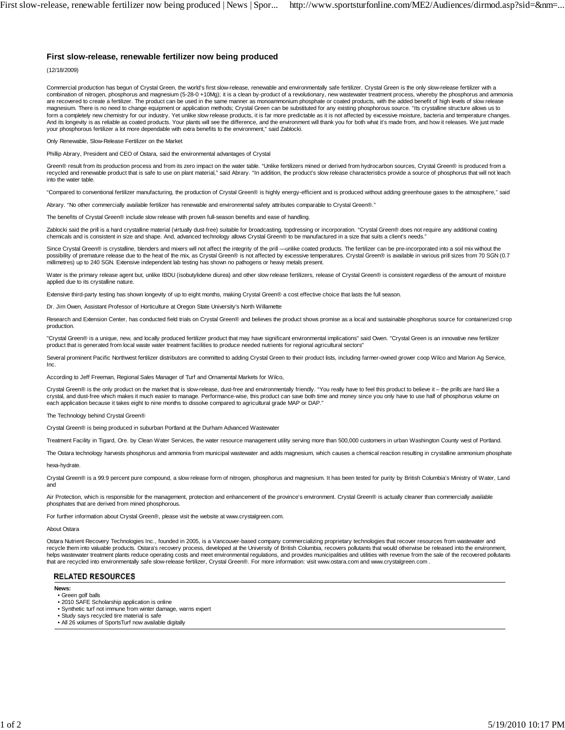# First slow-release, renewable fertilizer now being produced

(12/18/2009)

Commercial production has begun of Crystal Green, the world's first slow-release, renewable and environmentally safe fertilizer. Crystal Green is the only slow-release fertilizer with a combination of nitrogen, phosphorus and magnesium (5-28-0 +10Mg); it is a clean by-product of a revolutionary, new wastewater treatment process, whereby the phosphorus and ammonia are recovered to create a fertilizer. The product can be used in the same manner as monoammonium phosphate or coated products, with the added benefit of high levels of slow release magnesium. There is no need to change equipment or application methods; Crystal Green can be substituted for any existing phosphorous source. "Its crystalline structure allows us to form a completely new chemistry for our industry. Yet unlike slow release products, it is far more predictable as it is not affected by excessive moisture, bacteria and temperature changes. And its longevity is as reliable as coated products. Your plants will see the difference, and the environment will thank you for both what it's made from, and how it releases. We just made your phosphorous fertilizer a lot more dependable with extra benefits to the environment," said Zablocki.

Only Renewable, Slow-Release Fertilizer on the Market

Phillip Abrary, President and CEO of Ostara, said the environmental advantages of Crystal

Green® result from its production process and from its zero impact on the water table. "Unlike fertilizers mined or derived from hydrocarbon sources, Crystal Green® is produced from a recycled and renewable product that is safe to use on plant material," said Abrary. "In addition, the product's slow release characteristics provide a source of phosphorus that will not leach into the water table.

"Compared to conventional fertilizer manufacturing, the production of Crystal Green® is highly energy-efficient and is produced without adding greenhouse gases to the atmosphere," said

Abrary. "No other commercially available fertilizer has renewable and environmental safety attributes comparable to Crystal Green®."

The benefits of Crystal Green® include slow release with proven full-season benefits and ease of handling.

Zablocki said the prill is a hard crystalline material (virtually dust-free) suitable for broadcasting, topdressing or incorporation. "Crystal Green® does not require any additional coating chemicals and is consistent in size and shape. And, advanced technology allows Crystal Green® to be manufactured in a size that suits a client's needs."

Since Crystal Green® is crystalline, blenders and mixers will not affect the integrity of the prill —unlike coated products. The fertilizer can be pre-incorporated into a soil mix without the possibility of premature release due to the heat of the mix, as Crystal Green® is not affected by excessive temperatures. Crystal Green® is available in various prill sizes from 70 SGN (0.7 millimetres) up to 240 SGN. Extensive independent lab testing has shown no pathogens or heavy metals present.

Water is the primary release agent but, unlike IBDU (isobutylidene diurea) and other slow release fertilizers, release of Crystal Green® is consistent regardless of the amount of moisture applied due to its crystalline nature.

Extensive third-party testing has shown longevity of up to eight months, making Crystal Green® a cost effective choice that lasts the full season.

Dr. Jim Owen, Assistant Professor of Horticulture at Oregon State University's North Willamette

Research and Extension Center, has conducted field trials on Crystal Green® and believes the product shows promise as a local and sustainable phosphorus source for containerized crop production.

"Crystal Green® is a unique, new, and locally produced fertilizer product that may have significant environmental implications" said Owen. "Crystal Green is an innovative new fertilizer product that is generated from local waste water treatment facilities to produce needed nutrients for regional agricultural sectors"

Several prominent Pacific Northwest fertilizer distributors are committed to adding Crystal Green to their product lists, including farmer-owned grower coop Wilco and Marion Ag Service, Inc.

According to Jeff Freeman, Regional Sales Manager of Turf and Ornamental Markets for Wilco,

Crystal Green® is the only product on the market that is slow-release, dust-free and environmentally friendly. "You really have to feel this product to believe it – the prills are hard like a crystal, and dust-free which makes it much easier to manage. Performance-wise, this product can save both time and money since you only have to use half of phosphorus volume on each application because it takes eight to nine months to dissolve compared to agricultural grade MAP or DAP."

The Technology behind Crystal Green®

Crystal Green® is being produced in suburban Portland at the Durham Advanced Wastewater

Treatment Facility in Tigard, Ore. by Clean Water Services, the water resource management utility serving more than 500,000 customers in urban Washington County west of Portland.

The Ostara technology harvests phosphorus and ammonia from municipal wastewater and adds magnesium, which causes a chemical reaction resulting in crystalline ammonium phosphate

hexa-hydrate.

Crystal Green® is a 99.9 percent pure compound, a slow release form of nitrogen, phosphorus and magnesium. It has been tested for purity by British Columbia's Ministry of Water, Land and

Air Protection, which is responsible for the management, protection and enhancement of the province's environment. Crystal Green® is actually cleaner than commercially available phosphates that are derived from mined phosphorous.

For further information about Crystal Green®, please visit the website at www.crystalgreen.com.

About Ostara

Ostara Nutrient Recovery Technologies Inc., founded in 2005, is a Vancouver-based company commercializing proprietary technologies that recover resources from wastewater and recycle them into valuable products. Ostara's recovery process, developed at the University of British Columbia, recovers pollutants that would otherwise be released into the environment, helps wastewater treatment plants reduce operating costs and meet environmental regulations, and provides municipalities and utilities with revenue from the sale of the recovered pollutants that are recycled into environmentally safe slow-release fertilizer, Crystal Green®. For more information: visit www.ostara.com and www.crystalgreen.com .

## RELATED RESOURCES

**News:**

- Green golf balls
- 2010 SAFE Scholarship application is online
- Synthetic turf not immune from winter damage, warns expert
- Study says recycled tire material is safe
- All 26 volumes of SportsTurf now available digitally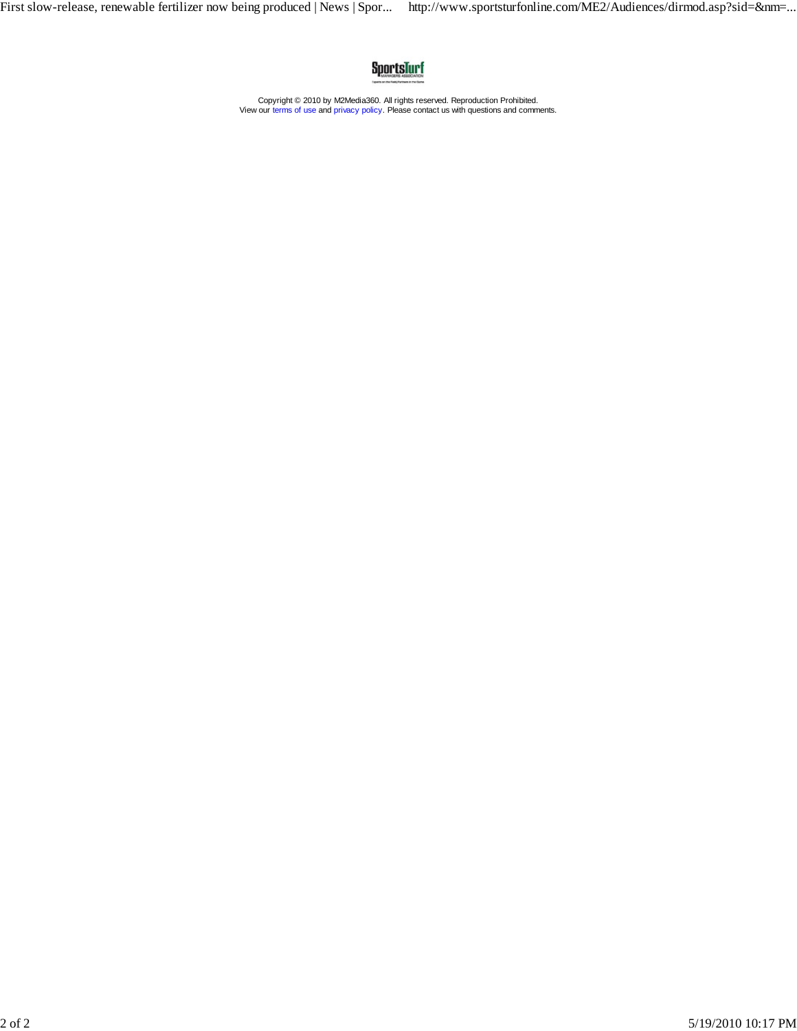SportsTurf

Copyright © 2010 by M2Media360. All rights reserved. Reproduction Prohibited.
View our terms of use and privacy policy. Please contact us with questions and comments.